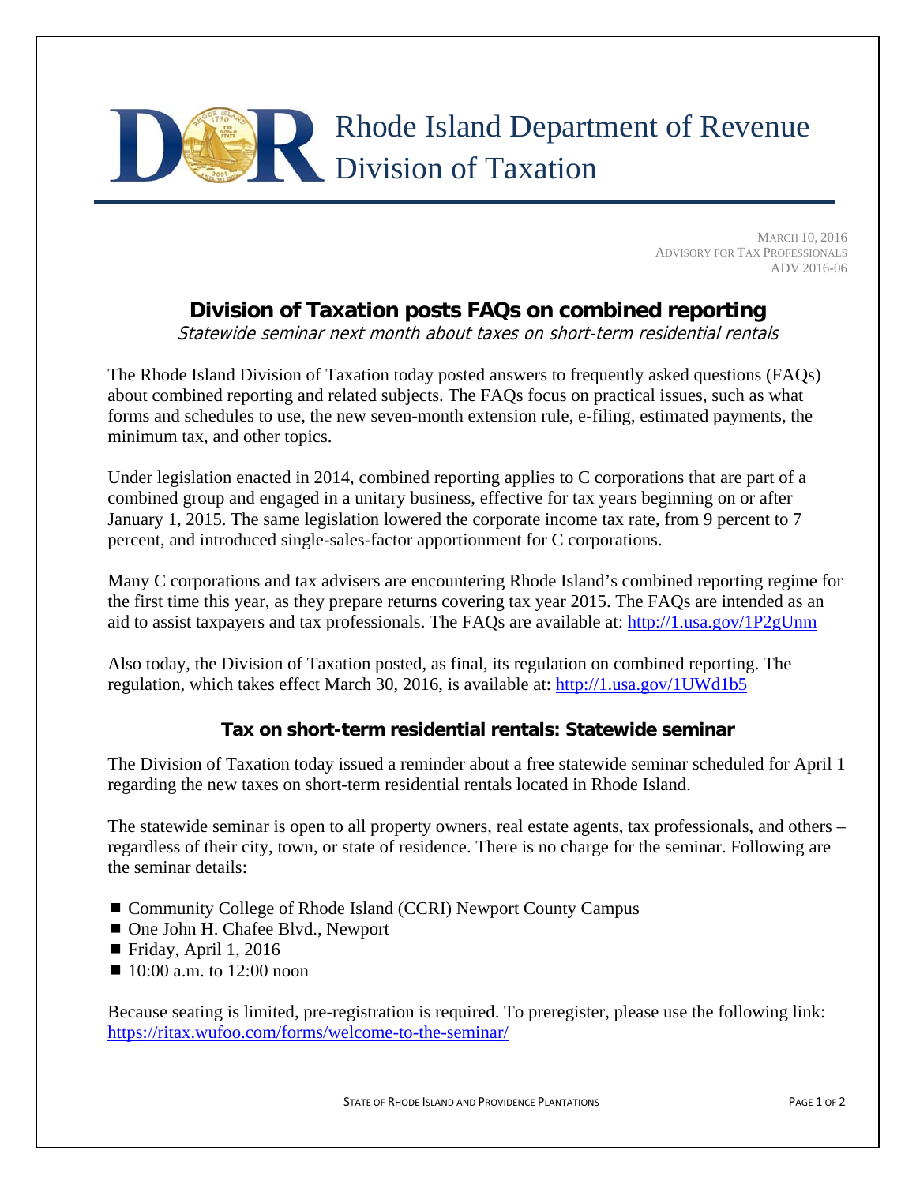# Rhode Island Department of Revenue
# Division of Taxation

MARCH 10, 2016
ADVISORY FOR TAX PROFESSIONALS
ADV 2016-06

## Division of Taxation posts FAQs on combined reporting

*Statewide seminar next month about taxes on short-term residential rentals*

The Rhode Island Division of Taxation today posted answers to frequently asked questions (FAQs) about combined reporting and related subjects. The FAQs focus on practical issues, such as what forms and schedules to use, the new seven-month extension rule, e-filing, estimated payments, the minimum tax, and other topics.

Under legislation enacted in 2014, combined reporting applies to C corporations that are part of a combined group and engaged in a unitary business, effective for tax years beginning on or after January 1, 2015. The same legislation lowered the corporate income tax rate, from 9 percent to 7 percent, and introduced single-sales-factor apportionment for C corporations.

Many C corporations and tax advisers are encountering Rhode Island's combined reporting regime for the first time this year, as they prepare returns covering tax year 2015. The FAQs are intended as an aid to assist taxpayers and tax professionals. The FAQs are available at: http://1.usa.gov/1P2gUnm

Also today, the Division of Taxation posted, as final, its regulation on combined reporting. The regulation, which takes effect March 30, 2016, is available at: http://1.usa.gov/1UWd1b5

### Tax on short-term residential rentals: Statewide seminar

The Division of Taxation today issued a reminder about a free statewide seminar scheduled for April 1 regarding the new taxes on short-term residential rentals located in Rhode Island.

The statewide seminar is open to all property owners, real estate agents, tax professionals, and others – regardless of their city, town, or state of residence. There is no charge for the seminar. Following are the seminar details:

- Community College of Rhode Island (CCRI) Newport County Campus
- One John H. Chafee Blvd., Newport
- Friday, April 1, 2016
- 10:00 a.m. to 12:00 noon

Because seating is limited, pre-registration is required. To preregister, please use the following link: https://ritax.wufoo.com/forms/welcome-to-the-seminar/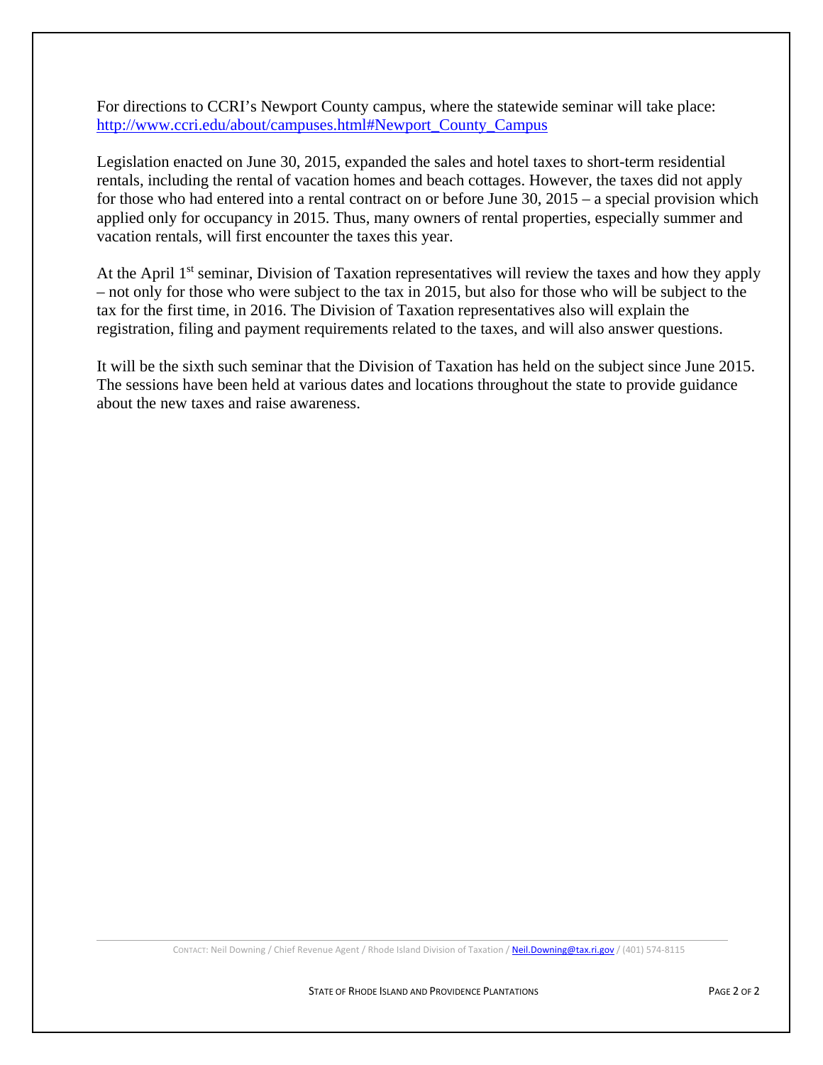For directions to CCRI's Newport County campus, where the statewide seminar will take place: [http://www.ccri.edu/about/campuses.html#Newport_County_Campus](http://www.ccri.edu/about/campuses.html#Newport_County_Campus)

Legislation enacted on June 30, 2015, expanded the sales and hotel taxes to short-term residential rentals, including the rental of vacation homes and beach cottages. However, the taxes did not apply for those who had entered into a rental contract on or before June 30, 2015 – a special provision which applied only for occupancy in 2015. Thus, many owners of rental properties, especially summer and vacation rentals, will first encounter the taxes this year.

At the April 1st seminar, Division of Taxation representatives will review the taxes and how they apply – not only for those who were subject to the tax in 2015, but also for those who will be subject to the tax for the first time, in 2016. The Division of Taxation representatives also will explain the registration, filing and payment requirements related to the taxes, and will also answer questions.

It will be the sixth such seminar that the Division of Taxation has held on the subject since June 2015. The sessions have been held at various dates and locations throughout the state to provide guidance about the new taxes and raise awareness.

CONTACT: Neil Downing / Chief Revenue Agent / Rhode Island Division of Taxation / Neil.Downing@tax.ri.gov / (401) 574-8115